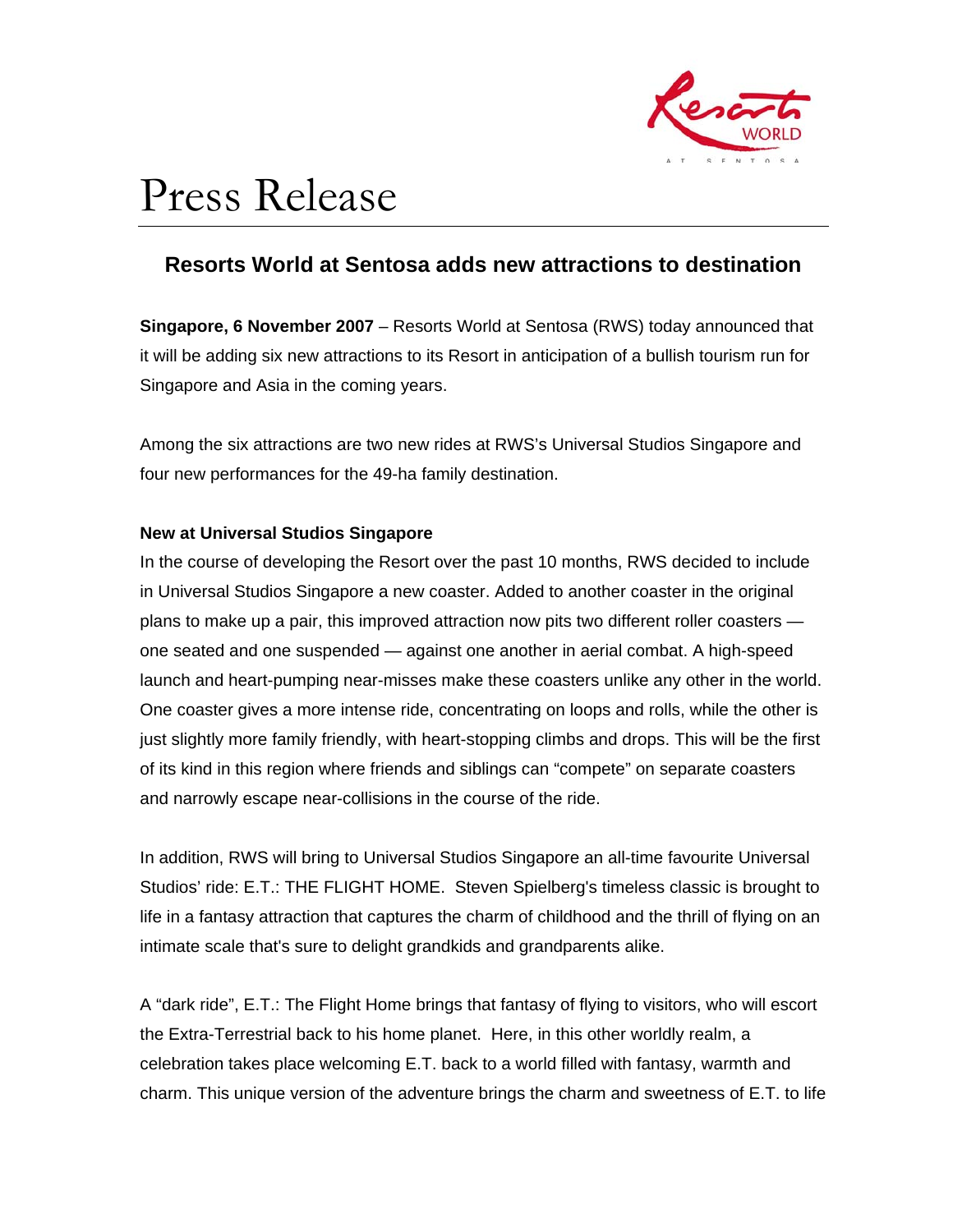# Press Release

## Resorts World at Sentosa adds new attractions to destination

**Singapore, 6 November 2007** – Resorts World at Sentosa (RWS) today announced that it will be adding six new attractions to its Resort in anticipation of a bullish tourism run for Singapore and Asia in the coming years.

Among the six attractions are two new rides at RWS's Universal Studios Singapore and four new performances for the 49-ha family destination.

**New at Universal Studios Singapore**

In the course of developing the Resort over the past 10 months, RWS decided to include in Universal Studios Singapore a new coaster. Added to another coaster in the original plans to make up a pair, this improved attraction now pits two different roller coasters — one seated and one suspended — against one another in aerial combat. A high-speed launch and heart-pumping near-misses make these coasters unlike any other in the world. One coaster gives a more intense ride, concentrating on loops and rolls, while the other is just slightly more family friendly, with heart-stopping climbs and drops. This will be the first of its kind in this region where friends and siblings can "compete" on separate coasters and narrowly escape near-collisions in the course of the ride.

In addition, RWS will bring to Universal Studios Singapore an all-time favourite Universal Studios' ride: E.T.: THE FLIGHT HOME. Steven Spielberg's timeless classic is brought to life in a fantasy attraction that captures the charm of childhood and the thrill of flying on an intimate scale that's sure to delight grandkids and grandparents alike.

A "dark ride", E.T.: The Flight Home brings that fantasy of flying to visitors, who will escort the Extra-Terrestrial back to his home planet. Here, in this other worldly realm, a celebration takes place welcoming E.T. back to a world filled with fantasy, warmth and charm. This unique version of the adventure brings the charm and sweetness of E.T. to life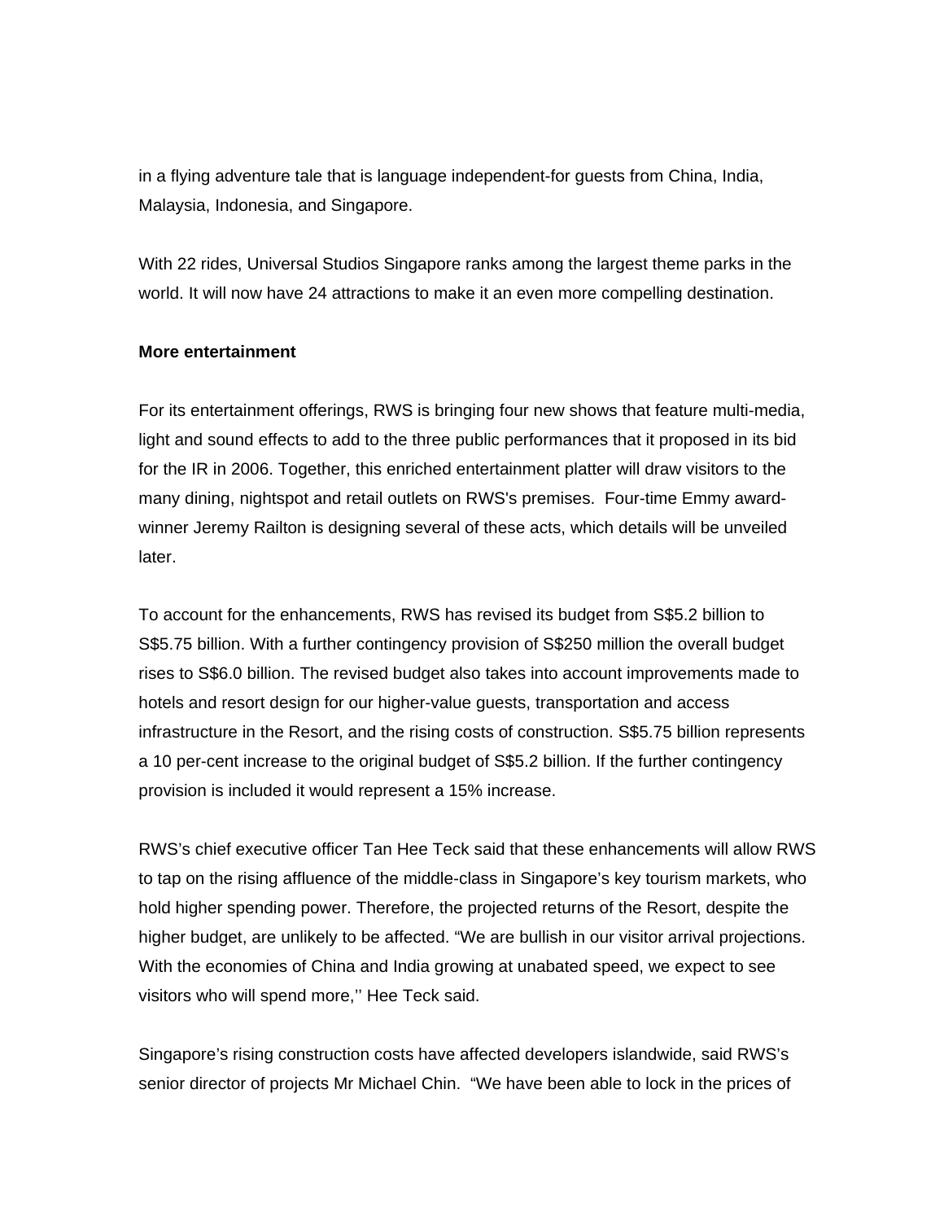in a flying adventure tale that is language independent-for guests from China, India, Malaysia, Indonesia, and Singapore.

With 22 rides, Universal Studios Singapore ranks among the largest theme parks in the world. It will now have 24 attractions to make it an even more compelling destination.

**More entertainment**

For its entertainment offerings, RWS is bringing four new shows that feature multi-media, light and sound effects to add to the three public performances that it proposed in its bid for the IR in 2006. Together, this enriched entertainment platter will draw visitors to the many dining, nightspot and retail outlets on RWS's premises. Four-time Emmy award-winner Jeremy Railton is designing several of these acts, which details will be unveiled later.

To account for the enhancements, RWS has revised its budget from S$5.2 billion to S$5.75 billion. With a further contingency provision of S$250 million the overall budget rises to S$6.0 billion. The revised budget also takes into account improvements made to hotels and resort design for our higher-value guests, transportation and access infrastructure in the Resort, and the rising costs of construction. S$5.75 billion represents a 10 per-cent increase to the original budget of S$5.2 billion. If the further contingency provision is included it would represent a 15% increase.

RWS's chief executive officer Tan Hee Teck said that these enhancements will allow RWS to tap on the rising affluence of the middle-class in Singapore's key tourism markets, who hold higher spending power. Therefore, the projected returns of the Resort, despite the higher budget, are unlikely to be affected. "We are bullish in our visitor arrival projections. With the economies of China and India growing at unabated speed, we expect to see visitors who will spend more,'' Hee Teck said.

Singapore's rising construction costs have affected developers islandwide, said RWS's senior director of projects Mr Michael Chin. "We have been able to lock in the prices of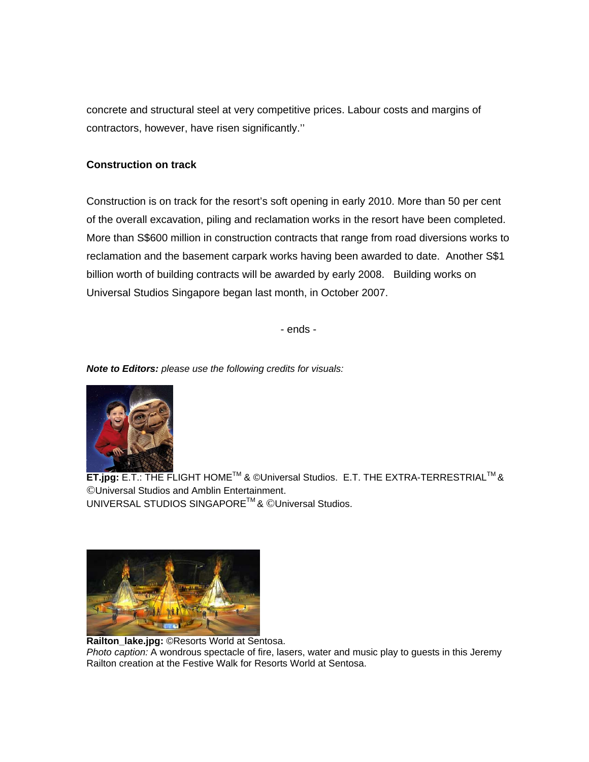concrete and structural steel at very competitive prices. Labour costs and margins of contractors, however, have risen significantly.''

**Construction on track**

Construction is on track for the resort's soft opening in early 2010. More than 50 per cent of the overall excavation, piling and reclamation works in the resort have been completed. More than S$600 million in construction contracts that range from road diversions works to reclamation and the basement carpark works having been awarded to date. Another S$1 billion worth of building contracts will be awarded by early 2008. Building works on Universal Studios Singapore began last month, in October 2007.

- ends -

***Note to Editors:*** *please use the following credits for visuals:*

**ET.jpg:** E.T.: THE FLIGHT HOME™ & ©Universal Studios. E.T. THE EXTRA-TERRESTRIAL™ & ©Universal Studios and Amblin Entertainment.
UNIVERSAL STUDIOS SINGAPORE™ & ©Universal Studios.

**Railton_lake.jpg:** ©Resorts World at Sentosa.
*Photo caption:* A wondrous spectacle of fire, lasers, water and music play to guests in this Jeremy Railton creation at the Festive Walk for Resorts World at Sentosa.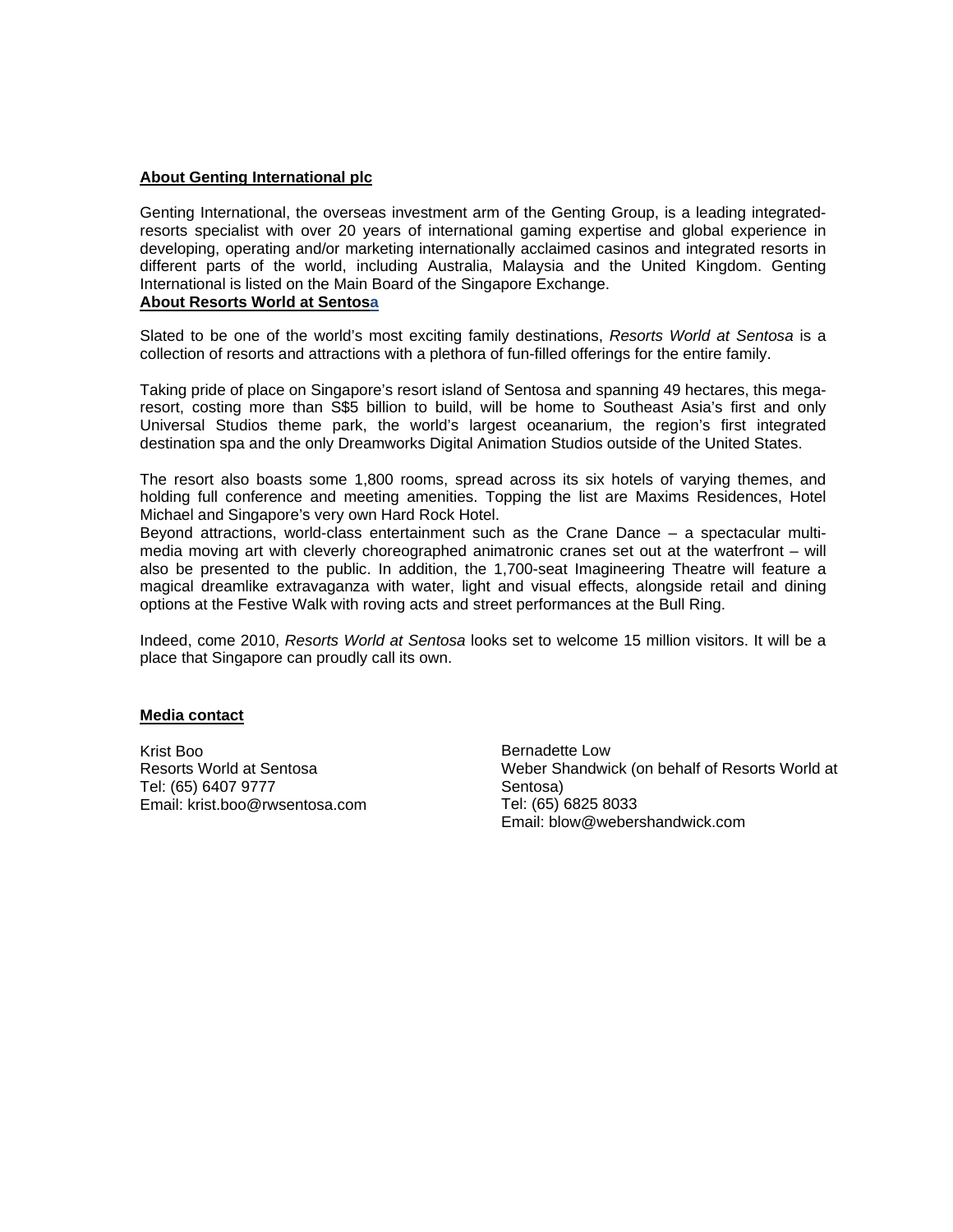**About Genting International plc**

Genting International, the overseas investment arm of the Genting Group, is a leading integrated-resorts specialist with over 20 years of international gaming expertise and global experience in developing, operating and/or marketing internationally acclaimed casinos and integrated resorts in different parts of the world, including Australia, Malaysia and the United Kingdom. Genting International is listed on the Main Board of the Singapore Exchange.

**About Resorts World at Sentosa**

Slated to be one of the world's most exciting family destinations, *Resorts World at Sentosa* is a collection of resorts and attractions with a plethora of fun-filled offerings for the entire family.

Taking pride of place on Singapore's resort island of Sentosa and spanning 49 hectares, this mega-resort, costing more than S$5 billion to build, will be home to Southeast Asia's first and only Universal Studios theme park, the world's largest oceanarium, the region's first integrated destination spa and the only Dreamworks Digital Animation Studios outside of the United States.

The resort also boasts some 1,800 rooms, spread across its six hotels of varying themes, and holding full conference and meeting amenities. Topping the list are Maxims Residences, Hotel Michael and Singapore's very own Hard Rock Hotel.

Beyond attractions, world-class entertainment such as the Crane Dance – a spectacular multi-media moving art with cleverly choreographed animatronic cranes set out at the waterfront – will also be presented to the public. In addition, the 1,700-seat Imagineering Theatre will feature a magical dreamlike extravaganza with water, light and visual effects, alongside retail and dining options at the Festive Walk with roving acts and street performances at the Bull Ring.

Indeed, come 2010, *Resorts World at Sentosa* looks set to welcome 15 million visitors. It will be a place that Singapore can proudly call its own.

**Media contact**

Krist Boo
Resorts World at Sentosa
Tel: (65) 6407 9777
Email: krist.boo@rwsentosa.com

Bernadette Low
Weber Shandwick (on behalf of Resorts World at Sentosa)
Tel: (65) 6825 8033
Email: blow@webershandwick.com